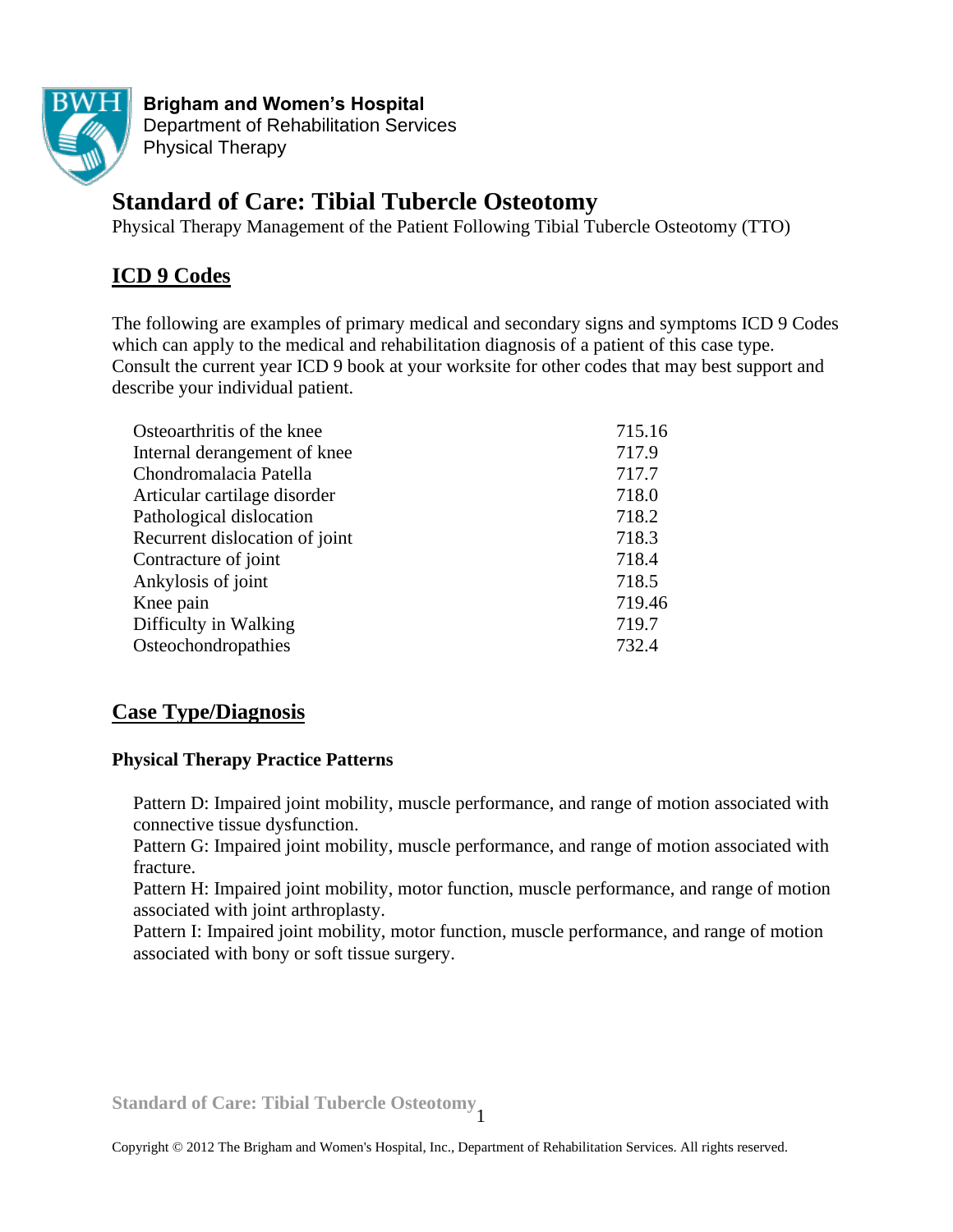**Brigham and Women's Hospital**
Department of Rehabilitation Services
Physical Therapy

# Standard of Care: Tibial Tubercle Osteotomy

Physical Therapy Management of the Patient Following Tibial Tubercle Osteotomy (TTO)

## ICD 9 Codes

The following are examples of primary medical and secondary signs and symptoms ICD 9 Codes which can apply to the medical and rehabilitation diagnosis of a patient of this case type. Consult the current year ICD 9 book at your worksite for other codes that may best support and describe your individual patient.

| | |
|---|---|
| Osteoarthritis of the knee | 715.16 |
| Internal derangement of knee | 717.9 |
| Chondromalacia Patella | 717.7 |
| Articular cartilage disorder | 718.0 |
| Pathological dislocation | 718.2 |
| Recurrent dislocation of joint | 718.3 |
| Contracture of joint | 718.4 |
| Ankylosis of joint | 718.5 |
| Knee pain | 719.46 |
| Difficulty in Walking | 719.7 |
| Osteochondropathies | 732.4 |

## Case Type/Diagnosis

### Physical Therapy Practice Patterns

Pattern D: Impaired joint mobility, muscle performance, and range of motion associated with connective tissue dysfunction.
Pattern G: Impaired joint mobility, muscle performance, and range of motion associated with fracture.
Pattern H: Impaired joint mobility, motor function, muscle performance, and range of motion associated with joint arthroplasty.
Pattern I: Impaired joint mobility, motor function, muscle performance, and range of motion associated with bony or soft tissue surgery.

Copyright © 2012 The Brigham and Women's Hospital, Inc., Department of Rehabilitation Services. All rights reserved.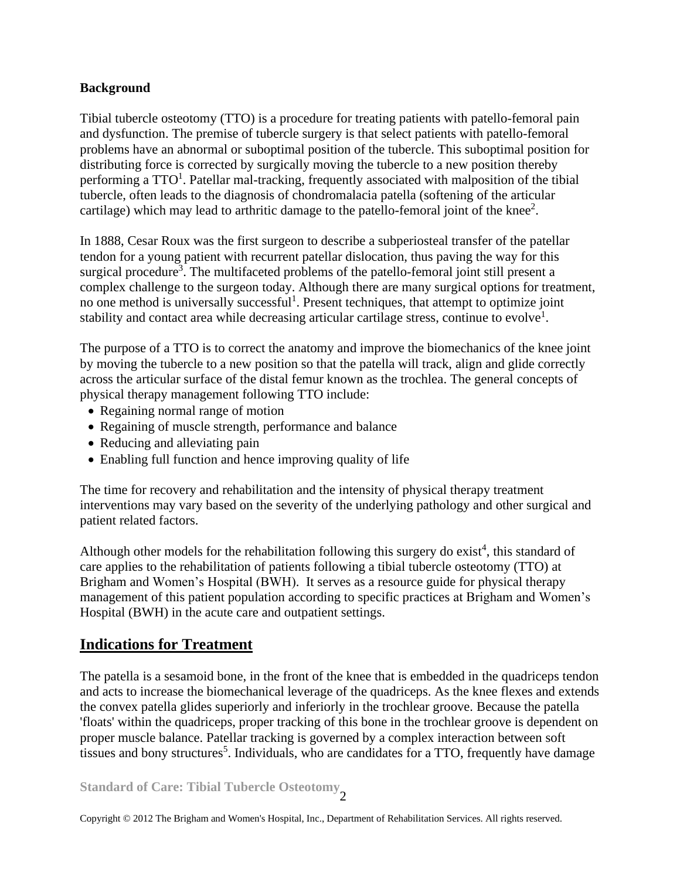**Background**

Tibial tubercle osteotomy (TTO) is a procedure for treating patients with patello-femoral pain and dysfunction. The premise of tubercle surgery is that select patients with patello-femoral problems have an abnormal or suboptimal position of the tubercle. This suboptimal position for distributing force is corrected by surgically moving the tubercle to a new position thereby performing a TTO[1]. Patellar mal-tracking, frequently associated with malposition of the tibial tubercle, often leads to the diagnosis of chondromalacia patella (softening of the articular cartilage) which may lead to arthritic damage to the patello-femoral joint of the knee[2].

In 1888, Cesar Roux was the first surgeon to describe a subperiosteal transfer of the patellar tendon for a young patient with recurrent patellar dislocation, thus paving the way for this surgical procedure[3]. The multifaceted problems of the patello-femoral joint still present a complex challenge to the surgeon today. Although there are many surgical options for treatment, no one method is universally successful[1]. Present techniques, that attempt to optimize joint stability and contact area while decreasing articular cartilage stress, continue to evolve[1].

The purpose of a TTO is to correct the anatomy and improve the biomechanics of the knee joint by moving the tubercle to a new position so that the patella will track, align and glide correctly across the articular surface of the distal femur known as the trochlea. The general concepts of physical therapy management following TTO include:

- Regaining normal range of motion
- Regaining of muscle strength, performance and balance
- Reducing and alleviating pain
- Enabling full function and hence improving quality of life

The time for recovery and rehabilitation and the intensity of physical therapy treatment interventions may vary based on the severity of the underlying pathology and other surgical and patient related factors.

Although other models for the rehabilitation following this surgery do exist[4], this standard of care applies to the rehabilitation of patients following a tibial tubercle osteotomy (TTO) at Brigham and Women's Hospital (BWH). It serves as a resource guide for physical therapy management of this patient population according to specific practices at Brigham and Women's Hospital (BWH) in the acute care and outpatient settings.

## Indications for Treatment

The patella is a sesamoid bone, in the front of the knee that is embedded in the quadriceps tendon and acts to increase the biomechanical leverage of the quadriceps. As the knee flexes and extends the convex patella glides superiorly and inferiorly in the trochlear groove. Because the patella 'floats' within the quadriceps, proper tracking of this bone in the trochlear groove is dependent on proper muscle balance. Patellar tracking is governed by a complex interaction between soft tissues and bony structures[5]. Individuals, who are candidates for a TTO, frequently have damage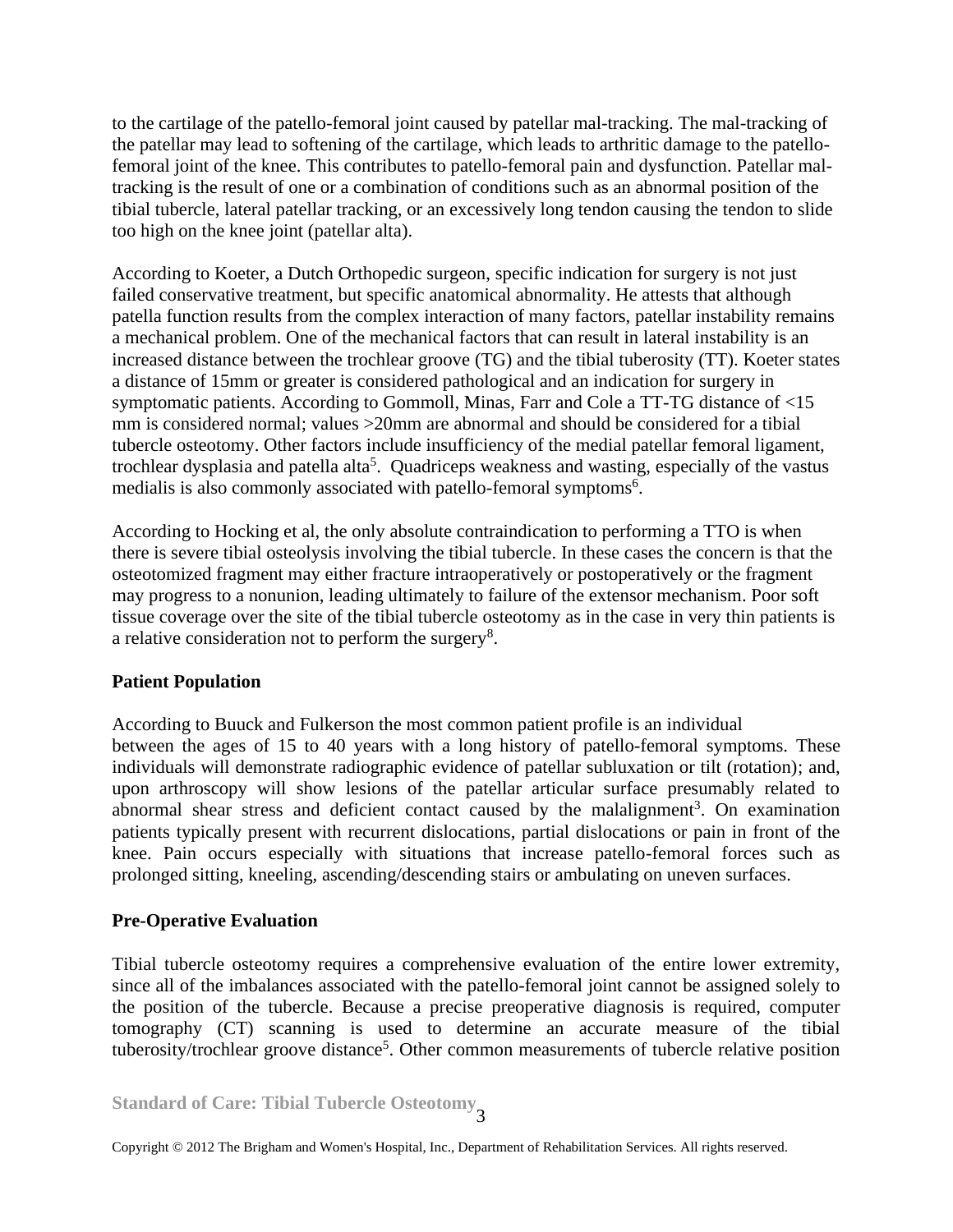to the cartilage of the patello-femoral joint caused by patellar mal-tracking. The mal-tracking of the patellar may lead to softening of the cartilage, which leads to arthritic damage to the patello-femoral joint of the knee. This contributes to patello-femoral pain and dysfunction. Patellar mal-tracking is the result of one or a combination of conditions such as an abnormal position of the tibial tubercle, lateral patellar tracking, or an excessively long tendon causing the tendon to slide too high on the knee joint (patellar alta).

According to Koeter, a Dutch Orthopedic surgeon, specific indication for surgery is not just failed conservative treatment, but specific anatomical abnormality. He attests that although patella function results from the complex interaction of many factors, patellar instability remains a mechanical problem. One of the mechanical factors that can result in lateral instability is an increased distance between the trochlear groove (TG) and the tibial tuberosity (TT). Koeter states a distance of 15mm or greater is considered pathological and an indication for surgery in symptomatic patients. According to Gommoll, Minas, Farr and Cole a TT-TG distance of <15 mm is considered normal; values >20mm are abnormal and should be considered for a tibial tubercle osteotomy. Other factors include insufficiency of the medial patellar femoral ligament, trochlear dysplasia and patella alta[5]. Quadriceps weakness and wasting, especially of the vastus medialis is also commonly associated with patello-femoral symptoms[6].

According to Hocking et al, the only absolute contraindication to performing a TTO is when there is severe tibial osteolysis involving the tibial tubercle. In these cases the concern is that the osteotomized fragment may either fracture intraoperatively or postoperatively or the fragment may progress to a nonunion, leading ultimately to failure of the extensor mechanism. Poor soft tissue coverage over the site of the tibial tubercle osteotomy as in the case in very thin patients is a relative consideration not to perform the surgery[8].

**Patient Population**

According to Buuck and Fulkerson the most common patient profile is an individual between the ages of 15 to 40 years with a long history of patello-femoral symptoms. These individuals will demonstrate radiographic evidence of patellar subluxation or tilt (rotation); and, upon arthroscopy will show lesions of the patellar articular surface presumably related to abnormal shear stress and deficient contact caused by the malalignment[3]. On examination patients typically present with recurrent dislocations, partial dislocations or pain in front of the knee. Pain occurs especially with situations that increase patello-femoral forces such as prolonged sitting, kneeling, ascending/descending stairs or ambulating on uneven surfaces.

**Pre-Operative Evaluation**

Tibial tubercle osteotomy requires a comprehensive evaluation of the entire lower extremity, since all of the imbalances associated with the patello-femoral joint cannot be assigned solely to the position of the tubercle. Because a precise preoperative diagnosis is required, computer tomography (CT) scanning is used to determine an accurate measure of the tibial tuberosity/trochlear groove distance[5]. Other common measurements of tubercle relative position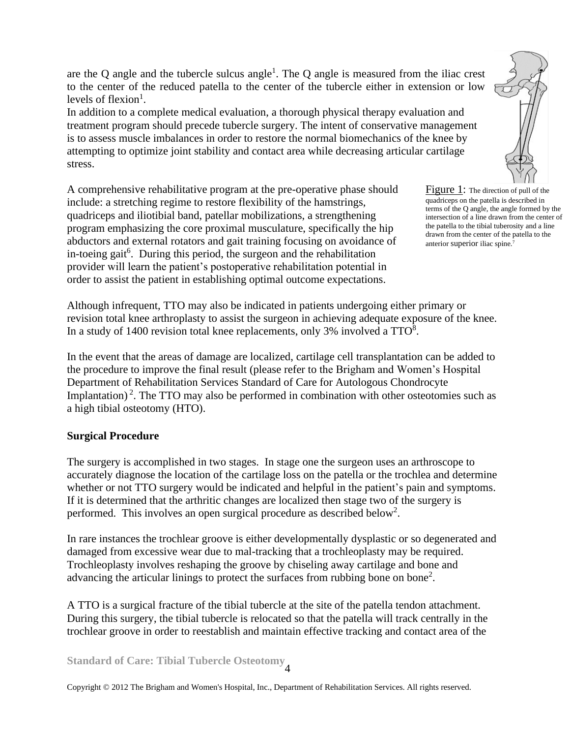are the Q angle and the tubercle sulcus angle[1]. The Q angle is measured from the iliac crest to the center of the reduced patella to the center of the tubercle either in extension or low levels of flexion[1].

In addition to a complete medical evaluation, a thorough physical therapy evaluation and treatment program should precede tubercle surgery. The intent of conservative management is to assess muscle imbalances in order to restore the normal biomechanics of the knee by attempting to optimize joint stability and contact area while decreasing articular cartilage stress.

A comprehensive rehabilitative program at the pre-operative phase should include: a stretching regime to restore flexibility of the hamstrings, quadriceps and iliotibial band, patellar mobilizations, a strengthening program emphasizing the core proximal musculature, specifically the hip abductors and external rotators and gait training focusing on avoidance of in-toeing gait[6]. During this period, the surgeon and the rehabilitation provider will learn the patient's postoperative rehabilitation potential in order to assist the patient in establishing optimal outcome expectations.

Figure 1: The direction of pull of the quadriceps on the patella is described in terms of the Q angle, the angle formed by the intersection of a line drawn from the center of the patella to the tibial tuberosity and a line drawn from the center of the patella to the anterior superior iliac spine.[7]

Although infrequent, TTO may also be indicated in patients undergoing either primary or revision total knee arthroplasty to assist the surgeon in achieving adequate exposure of the knee. In a study of 1400 revision total knee replacements, only 3% involved a TTO[8].

In the event that the areas of damage are localized, cartilage cell transplantation can be added to the procedure to improve the final result (please refer to the Brigham and Women's Hospital Department of Rehabilitation Services Standard of Care for Autologous Chondrocyte Implantation)[2]. The TTO may also be performed in combination with other osteotomies such as a high tibial osteotomy (HTO).

**Surgical Procedure**

The surgery is accomplished in two stages. In stage one the surgeon uses an arthroscope to accurately diagnose the location of the cartilage loss on the patella or the trochlea and determine whether or not TTO surgery would be indicated and helpful in the patient's pain and symptoms. If it is determined that the arthritic changes are localized then stage two of the surgery is performed. This involves an open surgical procedure as described below[2].

In rare instances the trochlear groove is either developmentally dysplastic or so degenerated and damaged from excessive wear due to mal-tracking that a trochleoplasty may be required. Trochleoplasty involves reshaping the groove by chiseling away cartilage and bone and advancing the articular linings to protect the surfaces from rubbing bone on bone[2].

A TTO is a surgical fracture of the tibial tubercle at the site of the patella tendon attachment. During this surgery, the tibial tubercle is relocated so that the patella will track centrally in the trochlear groove in order to reestablish and maintain effective tracking and contact area of the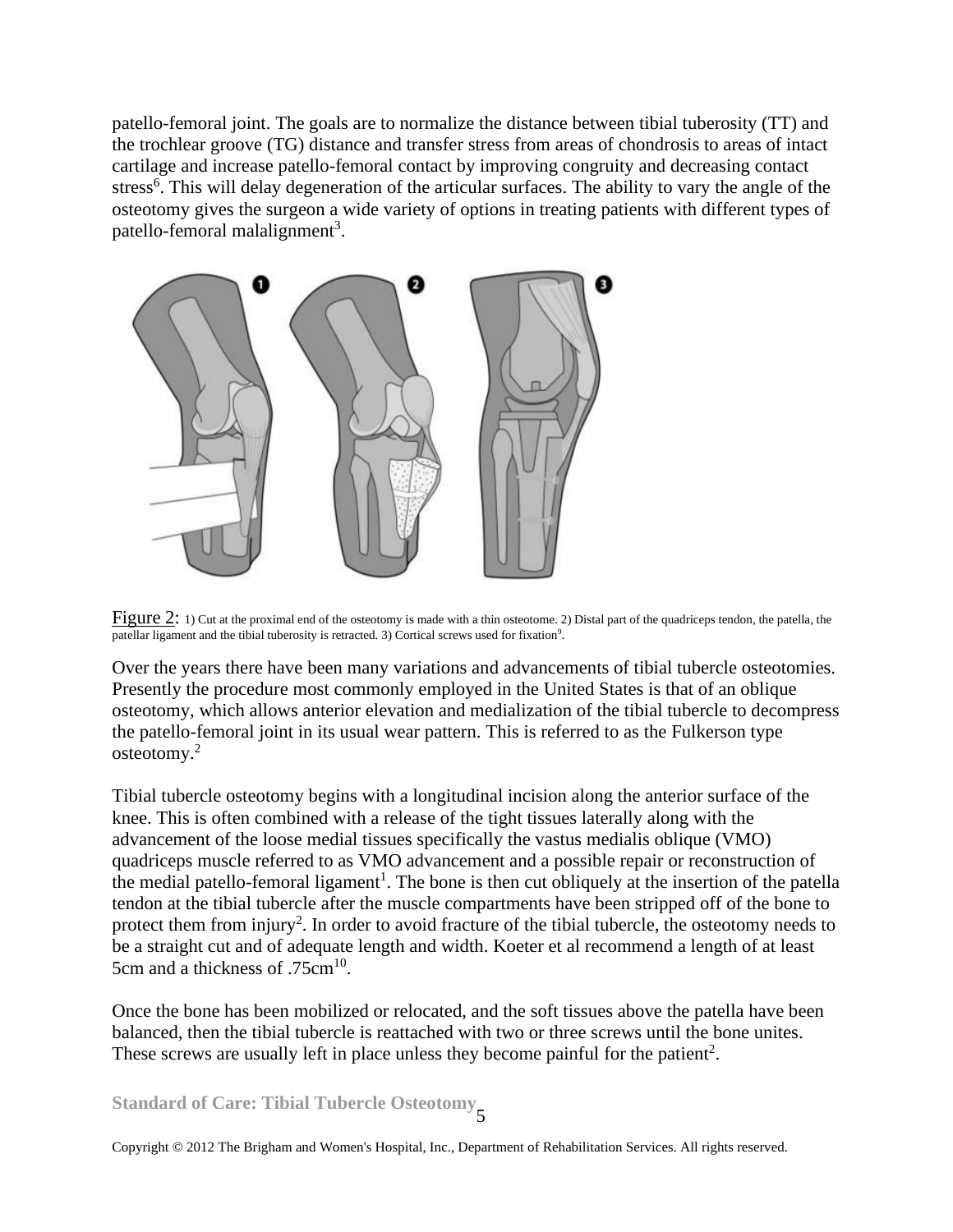patello-femoral joint. The goals are to normalize the distance between tibial tuberosity (TT) and the trochlear groove (TG) distance and transfer stress from areas of chondrosis to areas of intact cartilage and increase patello-femoral contact by improving congruity and decreasing contact stress[6]. This will delay degeneration of the articular surfaces. The ability to vary the angle of the osteotomy gives the surgeon a wide variety of options in treating patients with different types of patello-femoral malalignment[3].

Figure 2: 1) Cut at the proximal end of the osteotomy is made with a thin osteotome. 2) Distal part of the quadriceps tendon, the patella, the patellar ligament and the tibial tuberosity is retracted. 3) Cortical screws used for fixation[9].

Over the years there have been many variations and advancements of tibial tubercle osteotomies. Presently the procedure most commonly employed in the United States is that of an oblique osteotomy, which allows anterior elevation and medialization of the tibial tubercle to decompress the patello-femoral joint in its usual wear pattern. This is referred to as the Fulkerson type osteotomy.[2]

Tibial tubercle osteotomy begins with a longitudinal incision along the anterior surface of the knee. This is often combined with a release of the tight tissues laterally along with the advancement of the loose medial tissues specifically the vastus medialis oblique (VMO) quadriceps muscle referred to as VMO advancement and a possible repair or reconstruction of the medial patello-femoral ligament[1]. The bone is then cut obliquely at the insertion of the patella tendon at the tibial tubercle after the muscle compartments have been stripped off of the bone to protect them from injury[2]. In order to avoid fracture of the tibial tubercle, the osteotomy needs to be a straight cut and of adequate length and width. Koeter et al recommend a length of at least 5cm and a thickness of .75cm[10].

Once the bone has been mobilized or relocated, and the soft tissues above the patella have been balanced, then the tibial tubercle is reattached with two or three screws until the bone unites. These screws are usually left in place unless they become painful for the patient[2].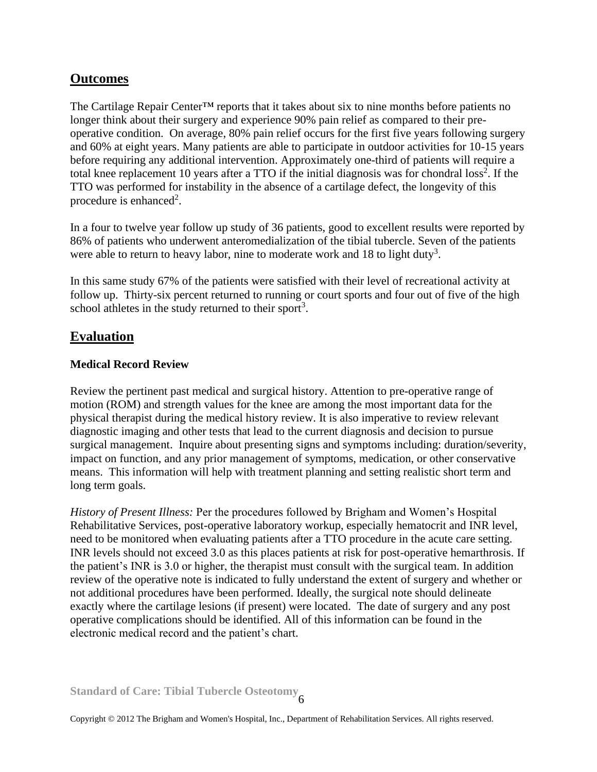## Outcomes

The Cartilage Repair Center™ reports that it takes about six to nine months before patients no longer think about their surgery and experience 90% pain relief as compared to their pre-operative condition. On average, 80% pain relief occurs for the first five years following surgery and 60% at eight years. Many patients are able to participate in outdoor activities for 10-15 years before requiring any additional intervention. Approximately one-third of patients will require a total knee replacement 10 years after a TTO if the initial diagnosis was for chondral loss[2]. If the TTO was performed for instability in the absence of a cartilage defect, the longevity of this procedure is enhanced[2].

In a four to twelve year follow up study of 36 patients, good to excellent results were reported by 86% of patients who underwent anteromedialization of the tibial tubercle. Seven of the patients were able to return to heavy labor, nine to moderate work and 18 to light duty[3].

In this same study 67% of the patients were satisfied with their level of recreational activity at follow up. Thirty-six percent returned to running or court sports and four out of five of the high school athletes in the study returned to their sport[3].

## Evaluation

### Medical Record Review

Review the pertinent past medical and surgical history. Attention to pre-operative range of motion (ROM) and strength values for the knee are among the most important data for the physical therapist during the medical history review. It is also imperative to review relevant diagnostic imaging and other tests that lead to the current diagnosis and decision to pursue surgical management. Inquire about presenting signs and symptoms including: duration/severity, impact on function, and any prior management of symptoms, medication, or other conservative means. This information will help with treatment planning and setting realistic short term and long term goals.

*History of Present Illness:* Per the procedures followed by Brigham and Women's Hospital Rehabilitative Services, post-operative laboratory workup, especially hematocrit and INR level, need to be monitored when evaluating patients after a TTO procedure in the acute care setting. INR levels should not exceed 3.0 as this places patients at risk for post-operative hemarthrosis. If the patient's INR is 3.0 or higher, the therapist must consult with the surgical team. In addition review of the operative note is indicated to fully understand the extent of surgery and whether or not additional procedures have been performed. Ideally, the surgical note should delineate exactly where the cartilage lesions (if present) were located. The date of surgery and any post operative complications should be identified. All of this information can be found in the electronic medical record and the patient's chart.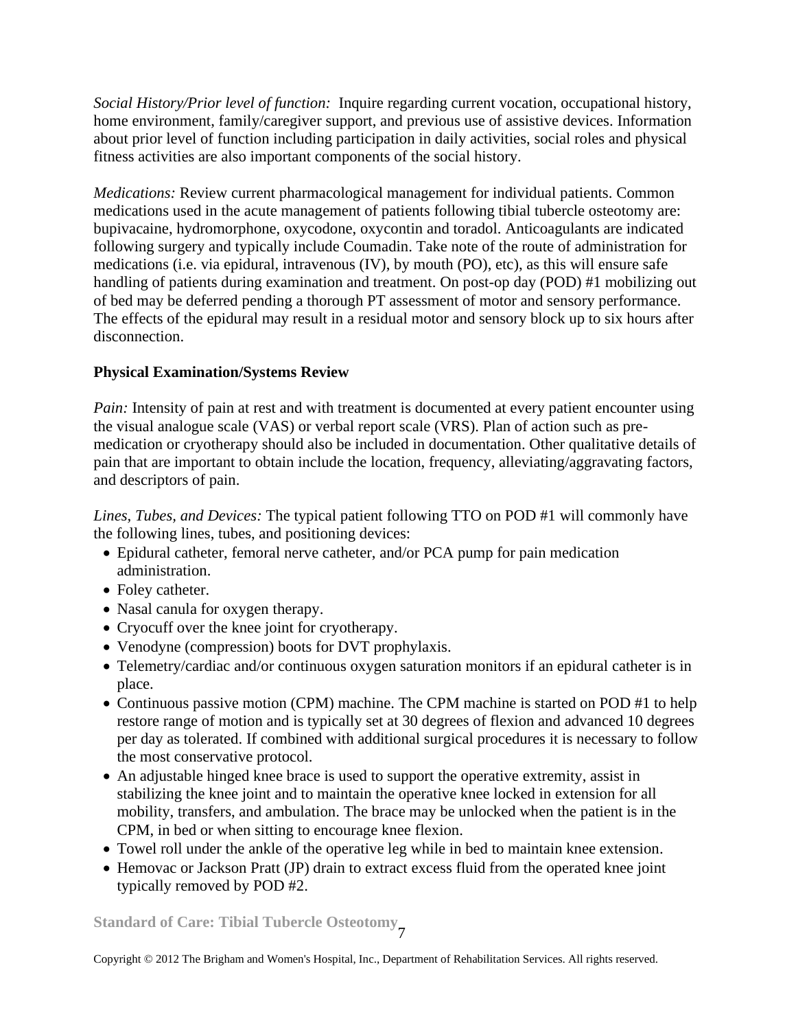*Social History/Prior level of function:* Inquire regarding current vocation, occupational history, home environment, family/caregiver support, and previous use of assistive devices. Information about prior level of function including participation in daily activities, social roles and physical fitness activities are also important components of the social history.

*Medications:* Review current pharmacological management for individual patients. Common medications used in the acute management of patients following tibial tubercle osteotomy are: bupivacaine, hydromorphone, oxycodone, oxycontin and toradol. Anticoagulants are indicated following surgery and typically include Coumadin. Take note of the route of administration for medications (i.e. via epidural, intravenous (IV), by mouth (PO), etc), as this will ensure safe handling of patients during examination and treatment. On post-op day (POD) #1 mobilizing out of bed may be deferred pending a thorough PT assessment of motor and sensory performance. The effects of the epidural may result in a residual motor and sensory block up to six hours after disconnection.

**Physical Examination/Systems Review**

*Pain:* Intensity of pain at rest and with treatment is documented at every patient encounter using the visual analogue scale (VAS) or verbal report scale (VRS). Plan of action such as pre-medication or cryotherapy should also be included in documentation. Other qualitative details of pain that are important to obtain include the location, frequency, alleviating/aggravating factors, and descriptors of pain.

*Lines, Tubes, and Devices:* The typical patient following TTO on POD #1 will commonly have the following lines, tubes, and positioning devices:

- Epidural catheter, femoral nerve catheter, and/or PCA pump for pain medication administration.
- Foley catheter.
- Nasal canula for oxygen therapy.
- Cryocuff over the knee joint for cryotherapy.
- Venodyne (compression) boots for DVT prophylaxis.
- Telemetry/cardiac and/or continuous oxygen saturation monitors if an epidural catheter is in place.
- Continuous passive motion (CPM) machine. The CPM machine is started on POD #1 to help restore range of motion and is typically set at 30 degrees of flexion and advanced 10 degrees per day as tolerated. If combined with additional surgical procedures it is necessary to follow the most conservative protocol.
- An adjustable hinged knee brace is used to support the operative extremity, assist in stabilizing the knee joint and to maintain the operative knee locked in extension for all mobility, transfers, and ambulation. The brace may be unlocked when the patient is in the CPM, in bed or when sitting to encourage knee flexion.
- Towel roll under the ankle of the operative leg while in bed to maintain knee extension.
- Hemovac or Jackson Pratt (JP) drain to extract excess fluid from the operated knee joint typically removed by POD #2.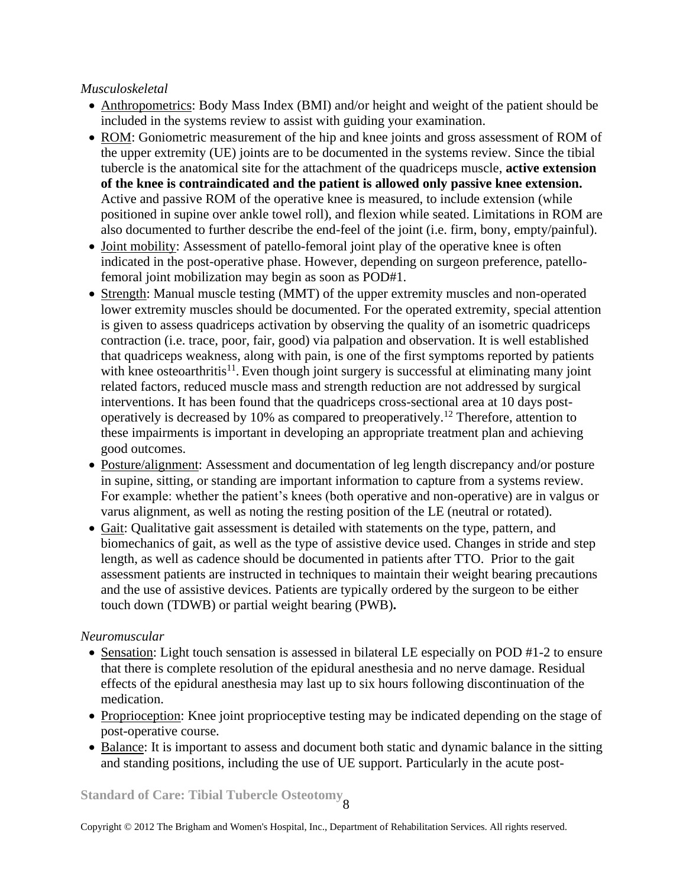*Musculoskeletal*

- Anthropometrics: Body Mass Index (BMI) and/or height and weight of the patient should be included in the systems review to assist with guiding your examination.
- ROM: Goniometric measurement of the hip and knee joints and gross assessment of ROM of the upper extremity (UE) joints are to be documented in the systems review. Since the tibial tubercle is the anatomical site for the attachment of the quadriceps muscle, **active extension of the knee is contraindicated and the patient is allowed only passive knee extension.** Active and passive ROM of the operative knee is measured, to include extension (while positioned in supine over ankle towel roll), and flexion while seated. Limitations in ROM are also documented to further describe the end-feel of the joint (i.e. firm, bony, empty/painful).
- Joint mobility: Assessment of patello-femoral joint play of the operative knee is often indicated in the post-operative phase. However, depending on surgeon preference, patello-femoral joint mobilization may begin as soon as POD#1.
- Strength: Manual muscle testing (MMT) of the upper extremity muscles and non-operated lower extremity muscles should be documented. For the operated extremity, special attention is given to assess quadriceps activation by observing the quality of an isometric quadriceps contraction (i.e. trace, poor, fair, good) via palpation and observation. It is well established that quadriceps weakness, along with pain, is one of the first symptoms reported by patients with knee osteoarthritis[11]. Even though joint surgery is successful at eliminating many joint related factors, reduced muscle mass and strength reduction are not addressed by surgical interventions. It has been found that the quadriceps cross-sectional area at 10 days post-operatively is decreased by 10% as compared to preoperatively.[12] Therefore, attention to these impairments is important in developing an appropriate treatment plan and achieving good outcomes.
- Posture/alignment: Assessment and documentation of leg length discrepancy and/or posture in supine, sitting, or standing are important information to capture from a systems review. For example: whether the patient's knees (both operative and non-operative) are in valgus or varus alignment, as well as noting the resting position of the LE (neutral or rotated).
- Gait: Qualitative gait assessment is detailed with statements on the type, pattern, and biomechanics of gait, as well as the type of assistive device used. Changes in stride and step length, as well as cadence should be documented in patients after TTO. Prior to the gait assessment patients are instructed in techniques to maintain their weight bearing precautions and the use of assistive devices. Patients are typically ordered by the surgeon to be either touch down (TDWB) or partial weight bearing (PWB).

*Neuromuscular*

- Sensation: Light touch sensation is assessed in bilateral LE especially on POD #1-2 to ensure that there is complete resolution of the epidural anesthesia and no nerve damage. Residual effects of the epidural anesthesia may last up to six hours following discontinuation of the medication.
- Proprioception: Knee joint proprioceptive testing may be indicated depending on the stage of post-operative course.
- Balance: It is important to assess and document both static and dynamic balance in the sitting and standing positions, including the use of UE support. Particularly in the acute post-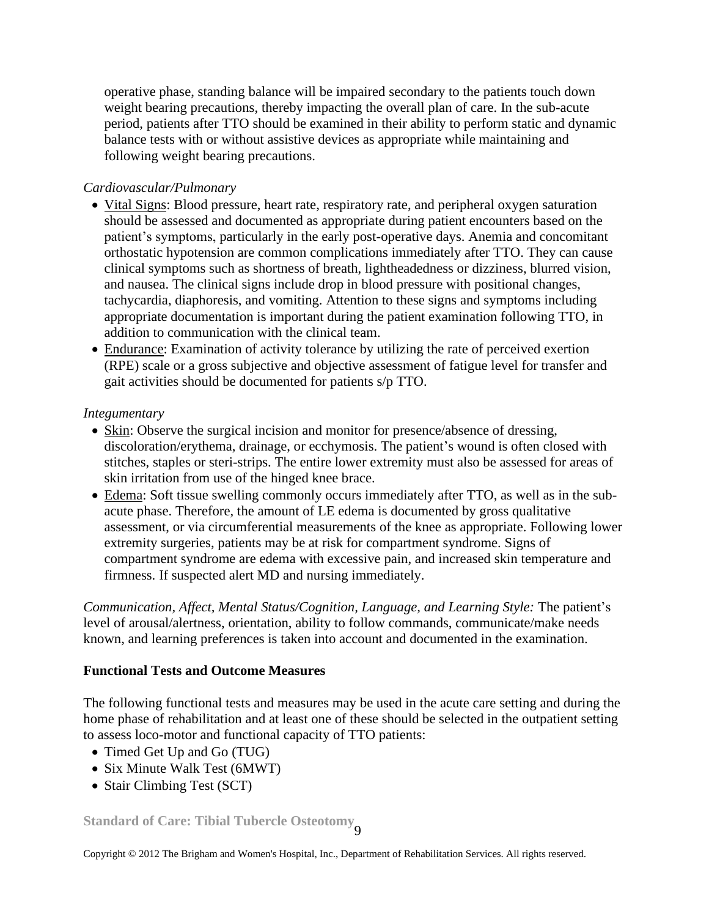operative phase, standing balance will be impaired secondary to the patients touch down weight bearing precautions, thereby impacting the overall plan of care. In the sub-acute period, patients after TTO should be examined in their ability to perform static and dynamic balance tests with or without assistive devices as appropriate while maintaining and following weight bearing precautions.

*Cardiovascular/Pulmonary*

- Vital Signs: Blood pressure, heart rate, respiratory rate, and peripheral oxygen saturation should be assessed and documented as appropriate during patient encounters based on the patient's symptoms, particularly in the early post-operative days. Anemia and concomitant orthostatic hypotension are common complications immediately after TTO. They can cause clinical symptoms such as shortness of breath, lightheadedness or dizziness, blurred vision, and nausea. The clinical signs include drop in blood pressure with positional changes, tachycardia, diaphoresis, and vomiting. Attention to these signs and symptoms including appropriate documentation is important during the patient examination following TTO, in addition to communication with the clinical team.
- Endurance: Examination of activity tolerance by utilizing the rate of perceived exertion (RPE) scale or a gross subjective and objective assessment of fatigue level for transfer and gait activities should be documented for patients s/p TTO.

*Integumentary*

- Skin: Observe the surgical incision and monitor for presence/absence of dressing, discoloration/erythema, drainage, or ecchymosis. The patient's wound is often closed with stitches, staples or steri-strips. The entire lower extremity must also be assessed for areas of skin irritation from use of the hinged knee brace.
- Edema: Soft tissue swelling commonly occurs immediately after TTO, as well as in the sub-acute phase. Therefore, the amount of LE edema is documented by gross qualitative assessment, or via circumferential measurements of the knee as appropriate. Following lower extremity surgeries, patients may be at risk for compartment syndrome. Signs of compartment syndrome are edema with excessive pain, and increased skin temperature and firmness. If suspected alert MD and nursing immediately.

*Communication, Affect, Mental Status/Cognition, Language, and Learning Style:* The patient's level of arousal/alertness, orientation, ability to follow commands, communicate/make needs known, and learning preferences is taken into account and documented in the examination.

**Functional Tests and Outcome Measures**

The following functional tests and measures may be used in the acute care setting and during the home phase of rehabilitation and at least one of these should be selected in the outpatient setting to assess loco-motor and functional capacity of TTO patients:

- Timed Get Up and Go (TUG)
- Six Minute Walk Test (6MWT)
- Stair Climbing Test (SCT)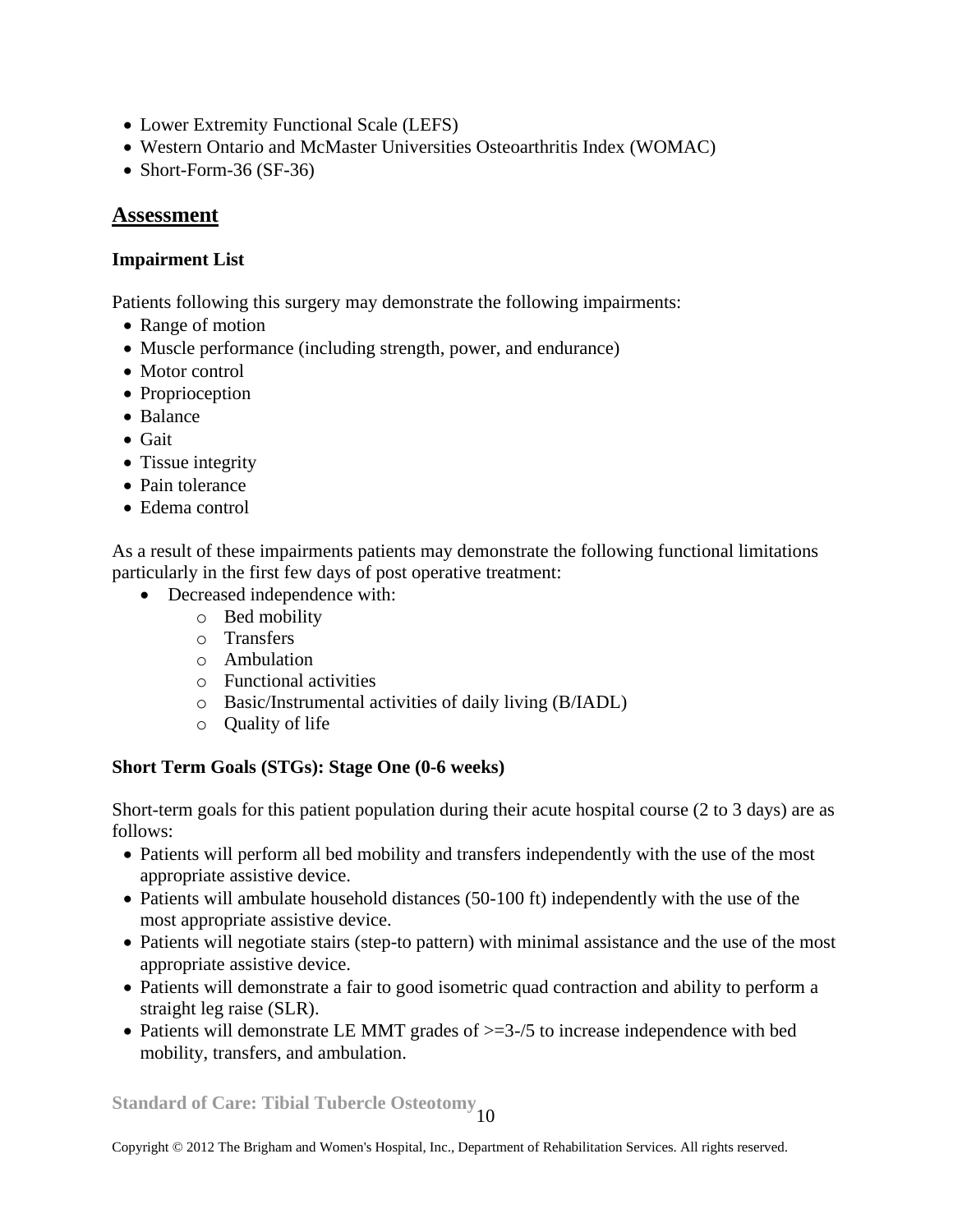- Lower Extremity Functional Scale (LEFS)
- Western Ontario and McMaster Universities Osteoarthritis Index (WOMAC)
- Short-Form-36 (SF-36)

## Assessment

**Impairment List**

Patients following this surgery may demonstrate the following impairments:

- Range of motion
- Muscle performance (including strength, power, and endurance)
- Motor control
- Proprioception
- Balance
- Gait
- Tissue integrity
- Pain tolerance
- Edema control

As a result of these impairments patients may demonstrate the following functional limitations particularly in the first few days of post operative treatment:

- Decreased independence with:
  - Bed mobility
  - Transfers
  - Ambulation
  - Functional activities
  - Basic/Instrumental activities of daily living (B/IADL)
  - Quality of life

**Short Term Goals (STGs): Stage One (0-6 weeks)**

Short-term goals for this patient population during their acute hospital course (2 to 3 days) are as follows:

- Patients will perform all bed mobility and transfers independently with the use of the most appropriate assistive device.
- Patients will ambulate household distances (50-100 ft) independently with the use of the most appropriate assistive device.
- Patients will negotiate stairs (step-to pattern) with minimal assistance and the use of the most appropriate assistive device.
- Patients will demonstrate a fair to good isometric quad contraction and ability to perform a straight leg raise (SLR).
- Patients will demonstrate LE MMT grades of >=3-/5 to increase independence with bed mobility, transfers, and ambulation.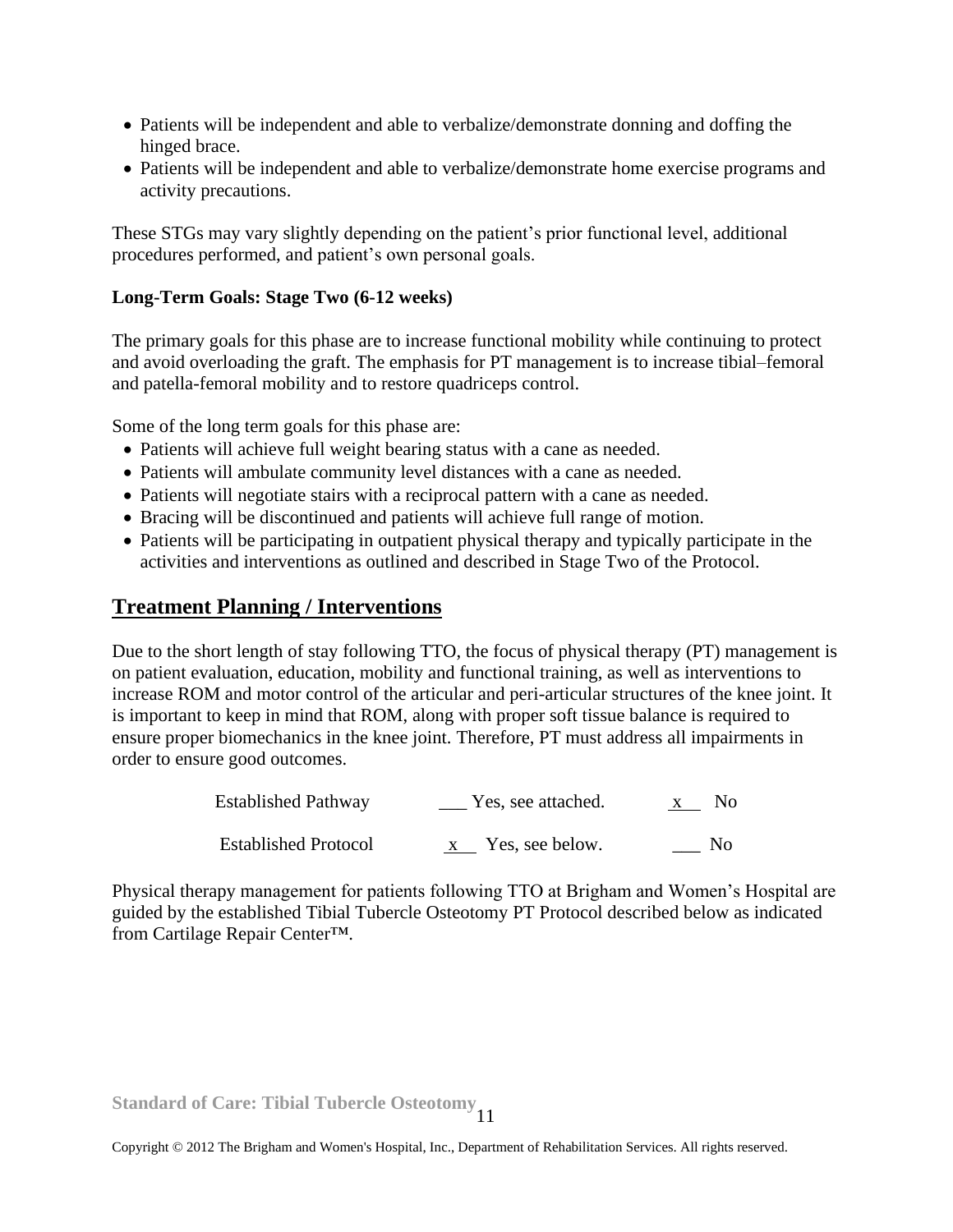- Patients will be independent and able to verbalize/demonstrate donning and doffing the hinged brace.
- Patients will be independent and able to verbalize/demonstrate home exercise programs and activity precautions.

These STGs may vary slightly depending on the patient's prior functional level, additional procedures performed, and patient's own personal goals.

**Long-Term Goals: Stage Two (6-12 weeks)**

The primary goals for this phase are to increase functional mobility while continuing to protect and avoid overloading the graft. The emphasis for PT management is to increase tibial–femoral and patella-femoral mobility and to restore quadriceps control.

Some of the long term goals for this phase are:

- Patients will achieve full weight bearing status with a cane as needed.
- Patients will ambulate community level distances with a cane as needed.
- Patients will negotiate stairs with a reciprocal pattern with a cane as needed.
- Bracing will be discontinued and patients will achieve full range of motion.
- Patients will be participating in outpatient physical therapy and typically participate in the activities and interventions as outlined and described in Stage Two of the Protocol.

## Treatment Planning / Interventions

Due to the short length of stay following TTO, the focus of physical therapy (PT) management is on patient evaluation, education, mobility and functional training, as well as interventions to increase ROM and motor control of the articular and peri-articular structures of the knee joint. It is important to keep in mind that ROM, along with proper soft tissue balance is required to ensure proper biomechanics in the knee joint. Therefore, PT must address all impairments in order to ensure good outcomes.

| | | |
|---|---|---|
| Established Pathway | ___ Yes, see attached. | x No |
| Established Protocol | x Yes, see below. | ___ No |

Physical therapy management for patients following TTO at Brigham and Women's Hospital are guided by the established Tibial Tubercle Osteotomy PT Protocol described below as indicated from Cartilage Repair Center™.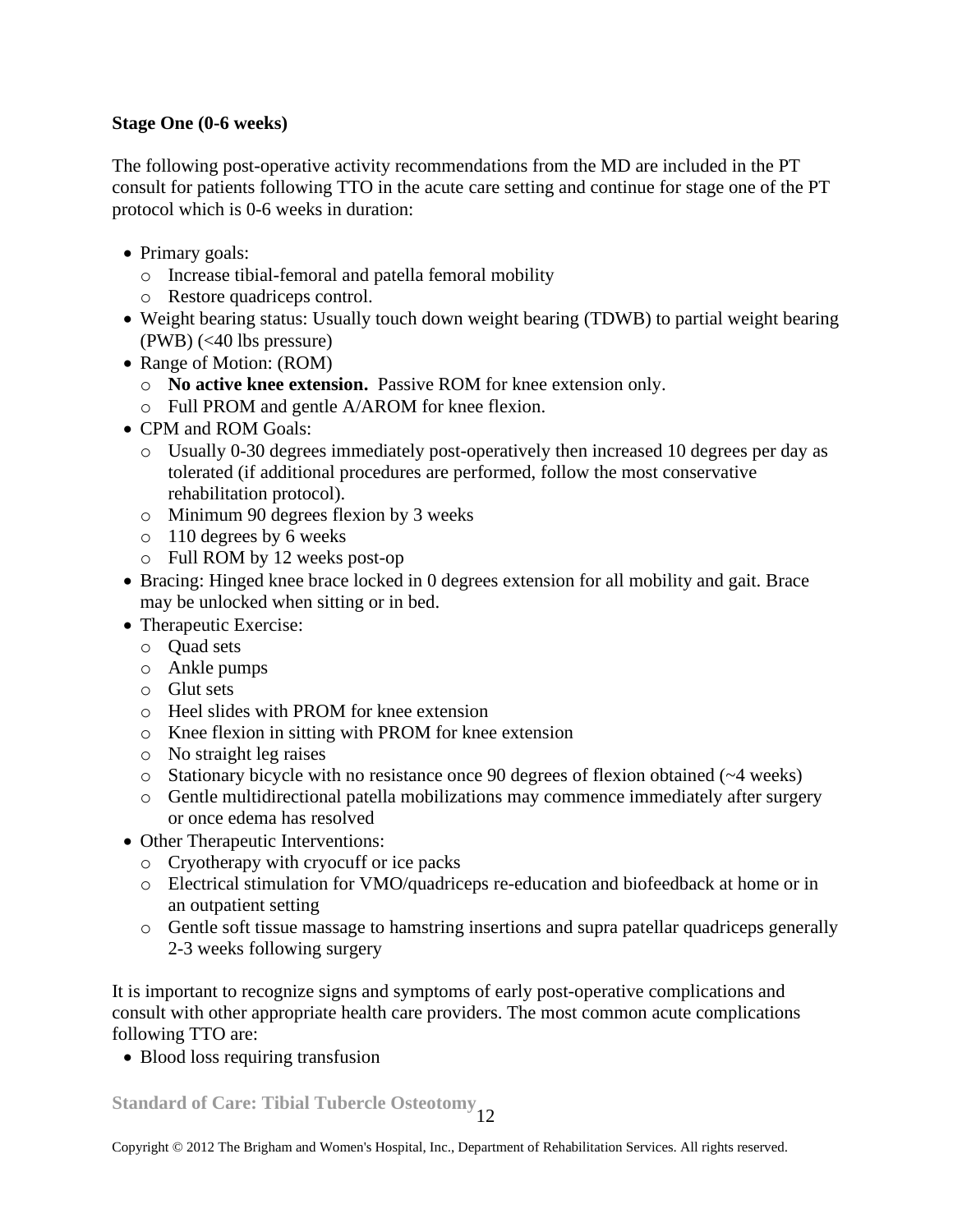**Stage One (0-6 weeks)**

The following post-operative activity recommendations from the MD are included in the PT consult for patients following TTO in the acute care setting and continue for stage one of the PT protocol which is 0-6 weeks in duration:

- Primary goals:
  - Increase tibial-femoral and patella femoral mobility
  - Restore quadriceps control.
- Weight bearing status: Usually touch down weight bearing (TDWB) to partial weight bearing (PWB) (<40 lbs pressure)
- Range of Motion: (ROM)
  - **No active knee extension.** Passive ROM for knee extension only.
  - Full PROM and gentle A/AROM for knee flexion.
- CPM and ROM Goals:
  - Usually 0-30 degrees immediately post-operatively then increased 10 degrees per day as tolerated (if additional procedures are performed, follow the most conservative rehabilitation protocol).
  - Minimum 90 degrees flexion by 3 weeks
  - 110 degrees by 6 weeks
  - Full ROM by 12 weeks post-op
- Bracing: Hinged knee brace locked in 0 degrees extension for all mobility and gait. Brace may be unlocked when sitting or in bed.
- Therapeutic Exercise:
  - Quad sets
  - Ankle pumps
  - Glut sets
  - Heel slides with PROM for knee extension
  - Knee flexion in sitting with PROM for knee extension
  - No straight leg raises
  - Stationary bicycle with no resistance once 90 degrees of flexion obtained (~4 weeks)
  - Gentle multidirectional patella mobilizations may commence immediately after surgery or once edema has resolved
- Other Therapeutic Interventions:
  - Cryotherapy with cryocuff or ice packs
  - Electrical stimulation for VMO/quadriceps re-education and biofeedback at home or in an outpatient setting
  - Gentle soft tissue massage to hamstring insertions and supra patellar quadriceps generally 2-3 weeks following surgery

It is important to recognize signs and symptoms of early post-operative complications and consult with other appropriate health care providers. The most common acute complications following TTO are:

- Blood loss requiring transfusion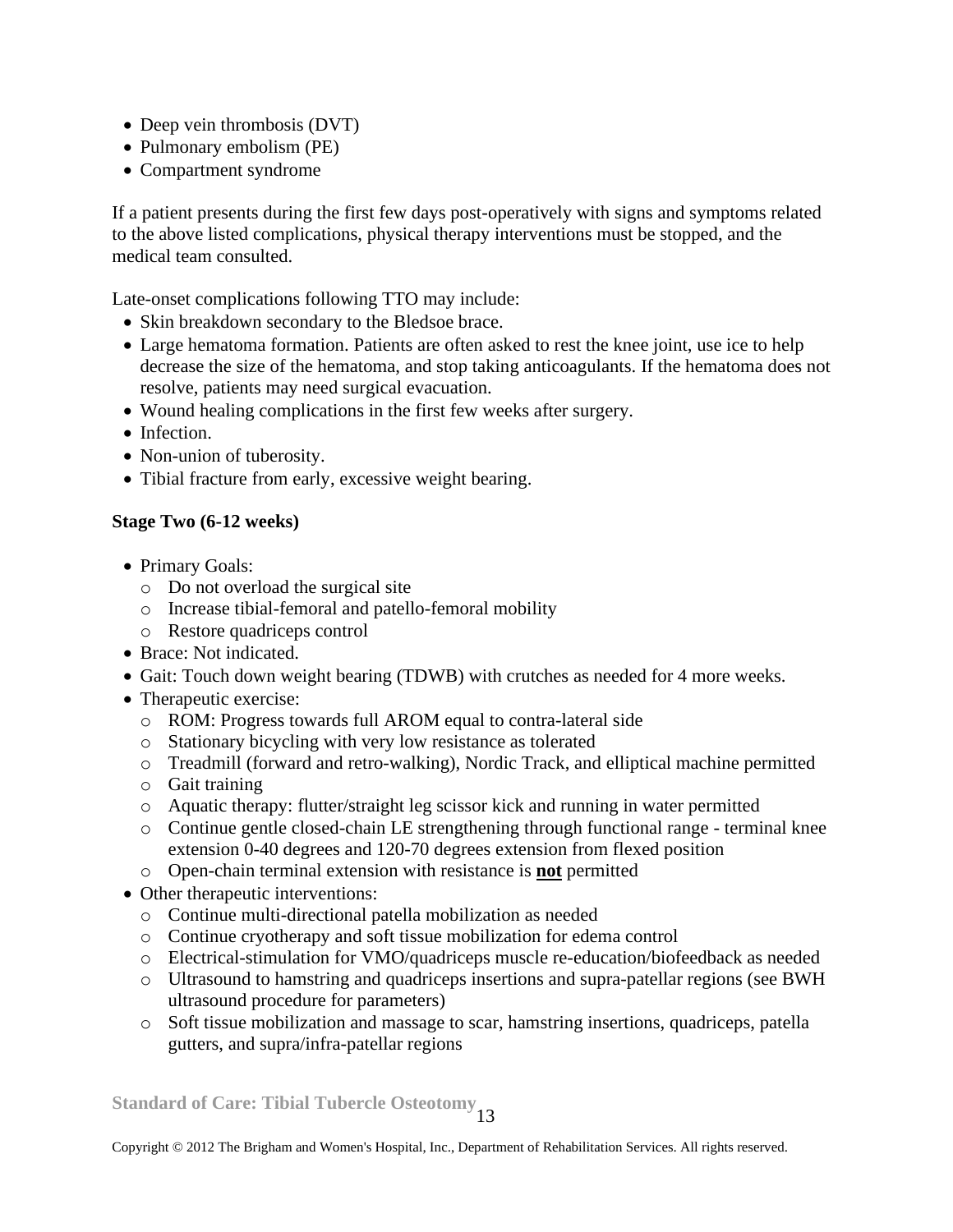- Deep vein thrombosis (DVT)
- Pulmonary embolism (PE)
- Compartment syndrome

If a patient presents during the first few days post-operatively with signs and symptoms related to the above listed complications, physical therapy interventions must be stopped, and the medical team consulted.

Late-onset complications following TTO may include:

- Skin breakdown secondary to the Bledsoe brace.
- Large hematoma formation. Patients are often asked to rest the knee joint, use ice to help decrease the size of the hematoma, and stop taking anticoagulants. If the hematoma does not resolve, patients may need surgical evacuation.
- Wound healing complications in the first few weeks after surgery.
- Infection.
- Non-union of tuberosity.
- Tibial fracture from early, excessive weight bearing.

**Stage Two (6-12 weeks)**

- Primary Goals:
  - Do not overload the surgical site
  - Increase tibial-femoral and patello-femoral mobility
  - Restore quadriceps control
- Brace: Not indicated.
- Gait: Touch down weight bearing (TDWB) with crutches as needed for 4 more weeks.
- Therapeutic exercise:
  - ROM: Progress towards full AROM equal to contra-lateral side
  - Stationary bicycling with very low resistance as tolerated
  - Treadmill (forward and retro-walking), Nordic Track, and elliptical machine permitted
  - Gait training
  - Aquatic therapy: flutter/straight leg scissor kick and running in water permitted
  - Continue gentle closed-chain LE strengthening through functional range - terminal knee extension 0-40 degrees and 120-70 degrees extension from flexed position
  - Open-chain terminal extension with resistance is **not** permitted
- Other therapeutic interventions:
  - Continue multi-directional patella mobilization as needed
  - Continue cryotherapy and soft tissue mobilization for edema control
  - Electrical-stimulation for VMO/quadriceps muscle re-education/biofeedback as needed
  - Ultrasound to hamstring and quadriceps insertions and supra-patellar regions (see BWH ultrasound procedure for parameters)
  - Soft tissue mobilization and massage to scar, hamstring insertions, quadriceps, patella gutters, and supra/infra-patellar regions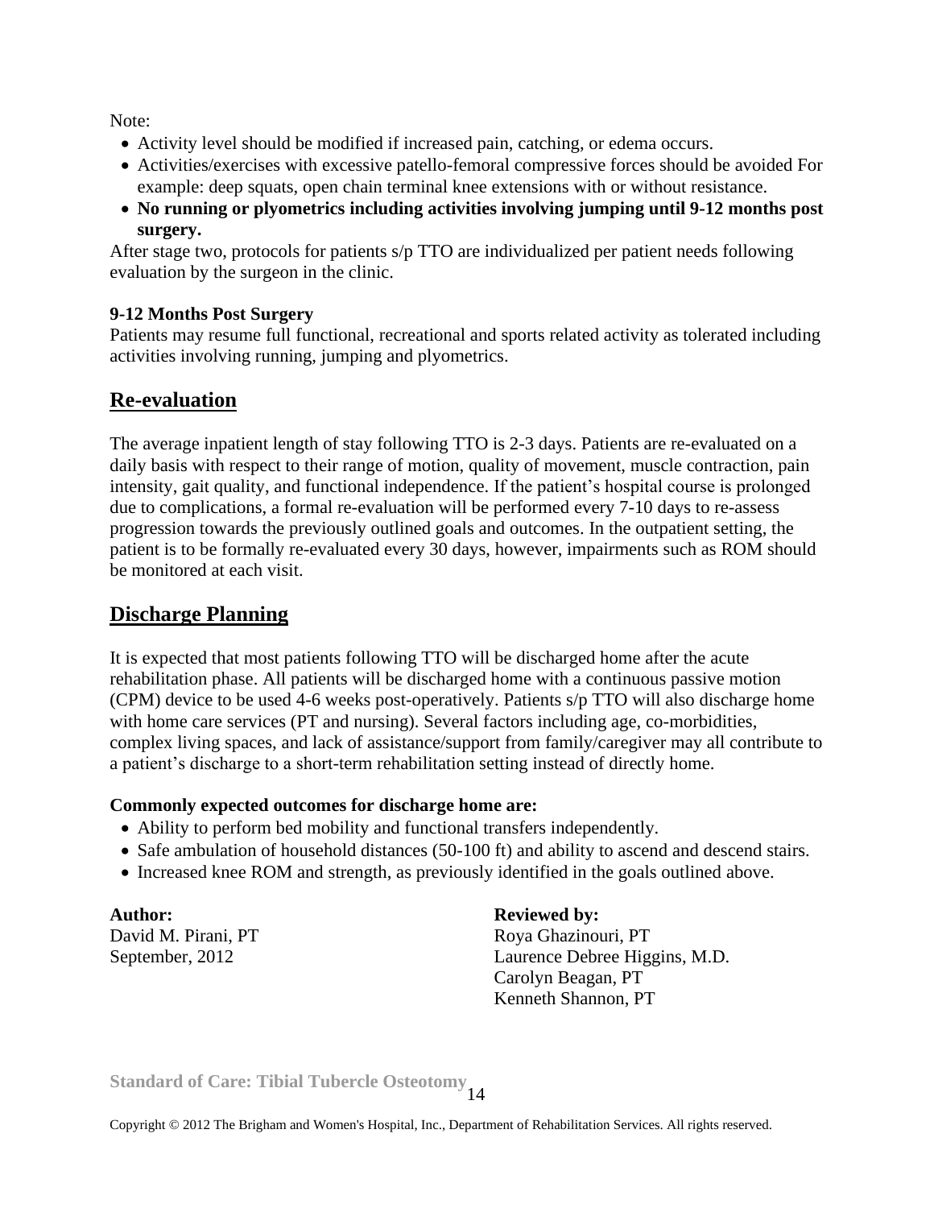Note:

- Activity level should be modified if increased pain, catching, or edema occurs.
- Activities/exercises with excessive patello-femoral compressive forces should be avoided For example: deep squats, open chain terminal knee extensions with or without resistance.
- **No running or plyometrics including activities involving jumping until 9-12 months post surgery.**

After stage two, protocols for patients s/p TTO are individualized per patient needs following evaluation by the surgeon in the clinic.

**9-12 Months Post Surgery**

Patients may resume full functional, recreational and sports related activity as tolerated including activities involving running, jumping and plyometrics.

## Re-evaluation

The average inpatient length of stay following TTO is 2-3 days. Patients are re-evaluated on a daily basis with respect to their range of motion, quality of movement, muscle contraction, pain intensity, gait quality, and functional independence. If the patient's hospital course is prolonged due to complications, a formal re-evaluation will be performed every 7-10 days to re-assess progression towards the previously outlined goals and outcomes. In the outpatient setting, the patient is to be formally re-evaluated every 30 days, however, impairments such as ROM should be monitored at each visit.

## Discharge Planning

It is expected that most patients following TTO will be discharged home after the acute rehabilitation phase. All patients will be discharged home with a continuous passive motion (CPM) device to be used 4-6 weeks post-operatively. Patients s/p TTO will also discharge home with home care services (PT and nursing). Several factors including age, co-morbidities, complex living spaces, and lack of assistance/support from family/caregiver may all contribute to a patient's discharge to a short-term rehabilitation setting instead of directly home.

**Commonly expected outcomes for discharge home are:**

- Ability to perform bed mobility and functional transfers independently.
- Safe ambulation of household distances (50-100 ft) and ability to ascend and descend stairs.
- Increased knee ROM and strength, as previously identified in the goals outlined above.

**Author:**
David M. Pirani, PT
September, 2012

**Reviewed by:**
Roya Ghazinouri, PT
Laurence Debree Higgins, M.D.
Carolyn Beagan, PT
Kenneth Shannon, PT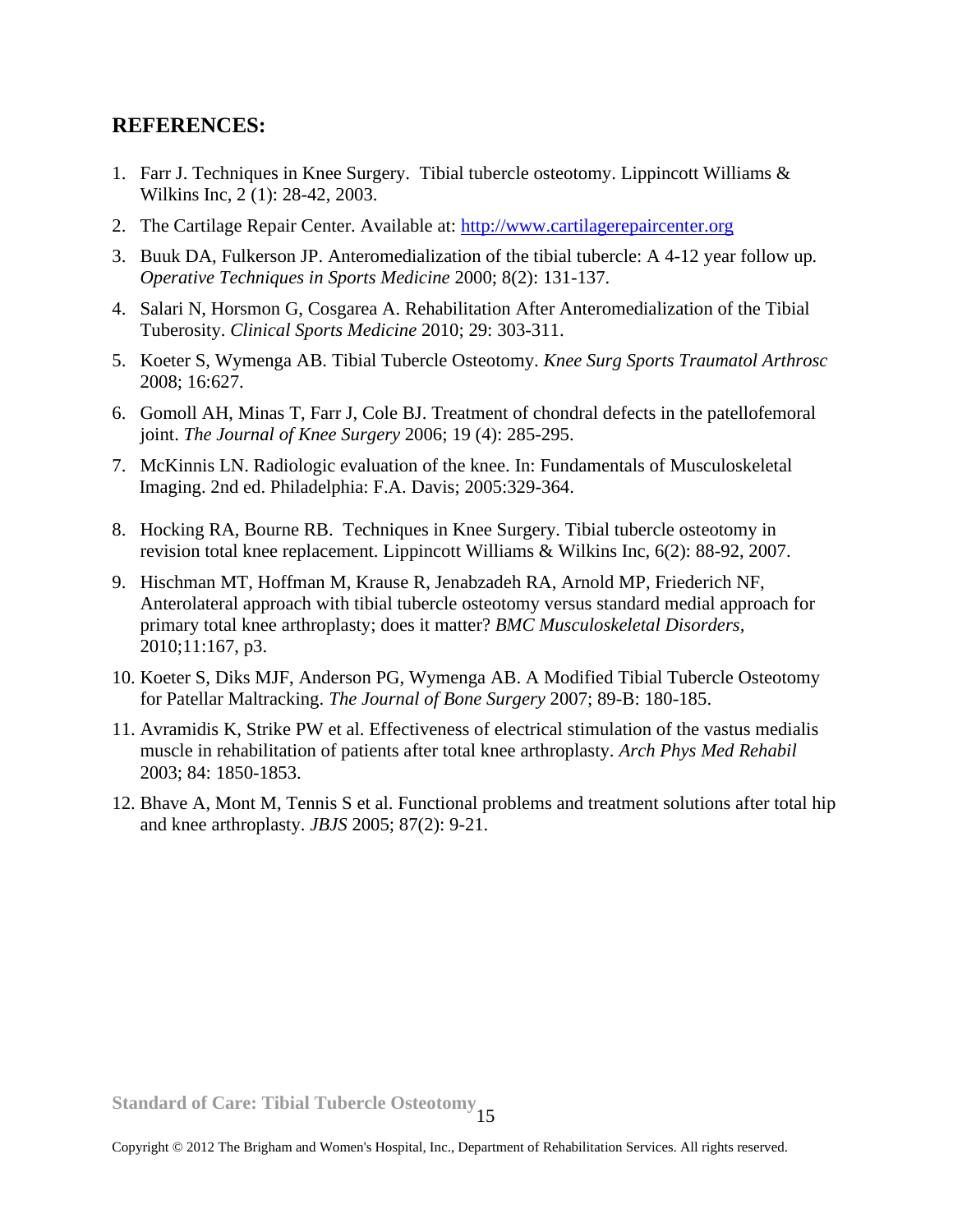## REFERENCES:

1. Farr J. Techniques in Knee Surgery. Tibial tubercle osteotomy. Lippincott Williams & Wilkins Inc, 2 (1): 28-42, 2003.
2. The Cartilage Repair Center. Available at: http://www.cartilagerepaircenter.org
3. Buuk DA, Fulkerson JP. Anteromedialization of the tibial tubercle: A 4-12 year follow up. *Operative Techniques in Sports Medicine* 2000; 8(2): 131-137.
4. Salari N, Horsmon G, Cosgarea A. Rehabilitation After Anteromedialization of the Tibial Tuberosity. *Clinical Sports Medicine* 2010; 29: 303-311.
5. Koeter S, Wymenga AB. Tibial Tubercle Osteotomy. *Knee Surg Sports Traumatol Arthrosc* 2008; 16:627.
6. Gomoll AH, Minas T, Farr J, Cole BJ. Treatment of chondral defects in the patellofemoral joint. *The Journal of Knee Surgery* 2006; 19 (4): 285-295.
7. McKinnis LN. Radiologic evaluation of the knee. In: Fundamentals of Musculoskeletal Imaging. 2nd ed. Philadelphia: F.A. Davis; 2005:329-364.
8. Hocking RA, Bourne RB. Techniques in Knee Surgery. Tibial tubercle osteotomy in revision total knee replacement. Lippincott Williams & Wilkins Inc, 6(2): 88-92, 2007.
9. Hischman MT, Hoffman M, Krause R, Jenabzadeh RA, Arnold MP, Friederich NF, Anterolateral approach with tibial tubercle osteotomy versus standard medial approach for primary total knee arthroplasty; does it matter? *BMC Musculoskeletal Disorders*, 2010;11:167, p3.
10. Koeter S, Diks MJF, Anderson PG, Wymenga AB. A Modified Tibial Tubercle Osteotomy for Patellar Maltracking. *The Journal of Bone Surgery* 2007; 89-B: 180-185.
11. Avramidis K, Strike PW et al. Effectiveness of electrical stimulation of the vastus medialis muscle in rehabilitation of patients after total knee arthroplasty. *Arch Phys Med Rehabil* 2003; 84: 1850-1853.
12. Bhave A, Mont M, Tennis S et al. Functional problems and treatment solutions after total hip and knee arthroplasty. *JBJS* 2005; 87(2): 9-21.

Copyright © 2012 The Brigham and Women's Hospital, Inc., Department of Rehabilitation Services. All rights reserved.